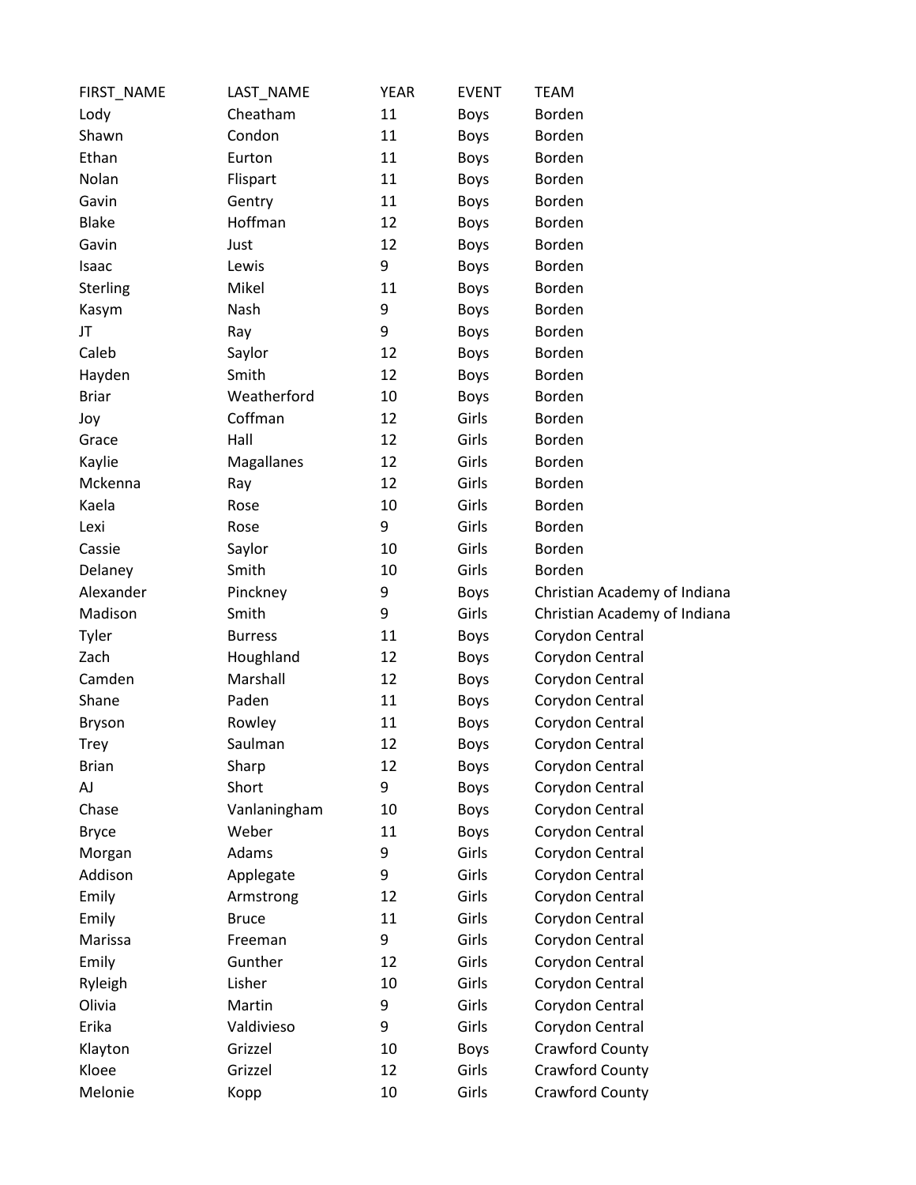| FIRST_NAME | LAST_NAME | YEAR | EVENT | TEAM |
|---|---|---|---|---|
| Lody | Cheatham | 11 | Boys | Borden |
| Shawn | Condon | 11 | Boys | Borden |
| Ethan | Eurton | 11 | Boys | Borden |
| Nolan | Flispart | 11 | Boys | Borden |
| Gavin | Gentry | 11 | Boys | Borden |
| Blake | Hoffman | 12 | Boys | Borden |
| Gavin | Just | 12 | Boys | Borden |
| Isaac | Lewis | 9 | Boys | Borden |
| Sterling | Mikel | 11 | Boys | Borden |
| Kasym | Nash | 9 | Boys | Borden |
| JT | Ray | 9 | Boys | Borden |
| Caleb | Saylor | 12 | Boys | Borden |
| Hayden | Smith | 12 | Boys | Borden |
| Briar | Weatherford | 10 | Boys | Borden |
| Joy | Coffman | 12 | Girls | Borden |
| Grace | Hall | 12 | Girls | Borden |
| Kaylie | Magallanes | 12 | Girls | Borden |
| Mckenna | Ray | 12 | Girls | Borden |
| Kaela | Rose | 10 | Girls | Borden |
| Lexi | Rose | 9 | Girls | Borden |
| Cassie | Saylor | 10 | Girls | Borden |
| Delaney | Smith | 10 | Girls | Borden |
| Alexander | Pinckney | 9 | Boys | Christian Academy of Indiana |
| Madison | Smith | 9 | Girls | Christian Academy of Indiana |
| Tyler | Burress | 11 | Boys | Corydon Central |
| Zach | Houghland | 12 | Boys | Corydon Central |
| Camden | Marshall | 12 | Boys | Corydon Central |
| Shane | Paden | 11 | Boys | Corydon Central |
| Bryson | Rowley | 11 | Boys | Corydon Central |
| Trey | Saulman | 12 | Boys | Corydon Central |
| Brian | Sharp | 12 | Boys | Corydon Central |
| AJ | Short | 9 | Boys | Corydon Central |
| Chase | Vanlaningham | 10 | Boys | Corydon Central |
| Bryce | Weber | 11 | Boys | Corydon Central |
| Morgan | Adams | 9 | Girls | Corydon Central |
| Addison | Applegate | 9 | Girls | Corydon Central |
| Emily | Armstrong | 12 | Girls | Corydon Central |
| Emily | Bruce | 11 | Girls | Corydon Central |
| Marissa | Freeman | 9 | Girls | Corydon Central |
| Emily | Gunther | 12 | Girls | Corydon Central |
| Ryleigh | Lisher | 10 | Girls | Corydon Central |
| Olivia | Martin | 9 | Girls | Corydon Central |
| Erika | Valdivieso | 9 | Girls | Corydon Central |
| Klayton | Grizzel | 10 | Boys | Crawford County |
| Kloee | Grizzel | 12 | Girls | Crawford County |
| Melonie | Kopp | 10 | Girls | Crawford County |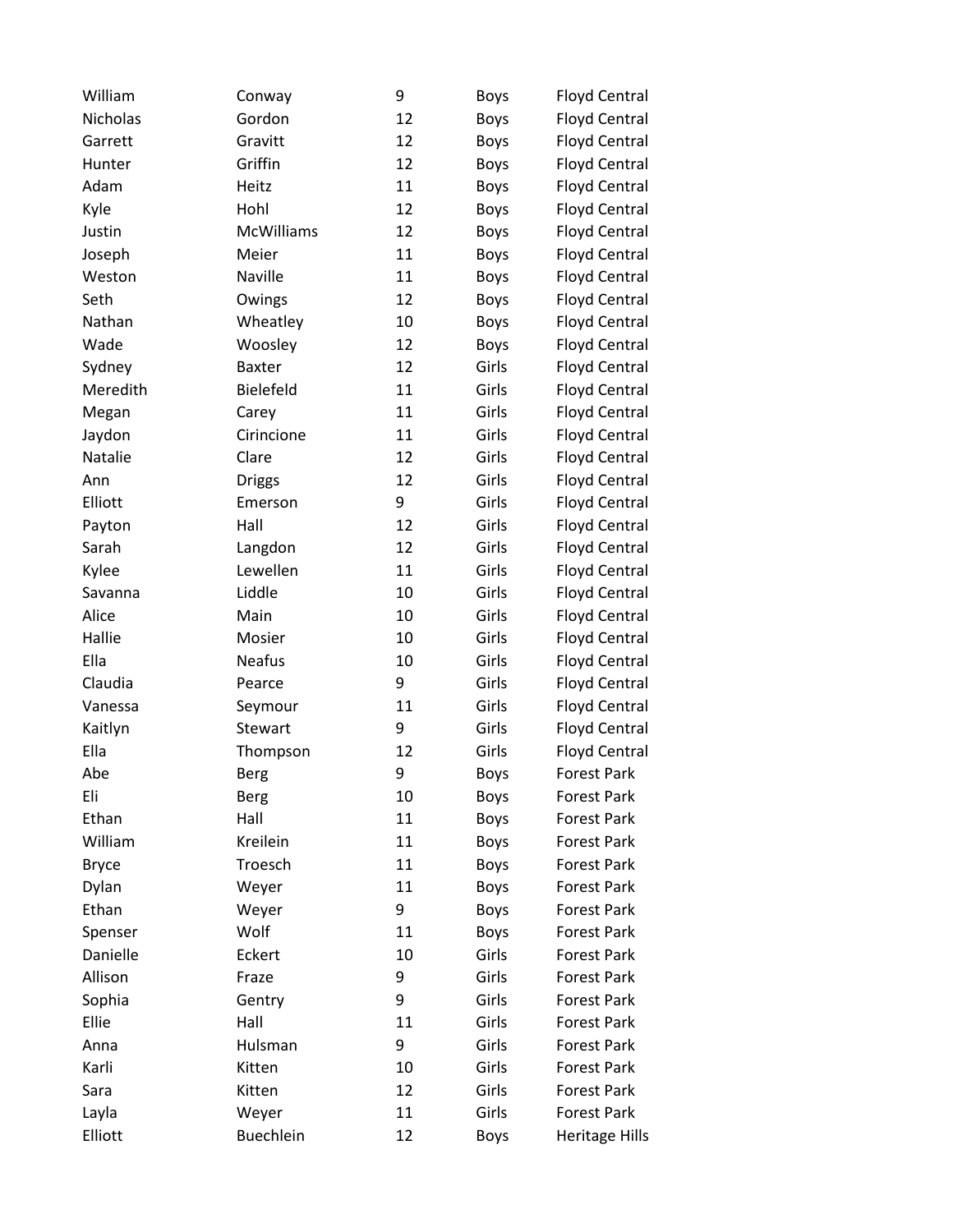| William | Conway | 9 | Boys | Floyd Central |
|---|---|---|---|---|
| Nicholas | Gordon | 12 | Boys | Floyd Central |
| Garrett | Gravitt | 12 | Boys | Floyd Central |
| Hunter | Griffin | 12 | Boys | Floyd Central |
| Adam | Heitz | 11 | Boys | Floyd Central |
| Kyle | Hohl | 12 | Boys | Floyd Central |
| Justin | McWilliams | 12 | Boys | Floyd Central |
| Joseph | Meier | 11 | Boys | Floyd Central |
| Weston | Naville | 11 | Boys | Floyd Central |
| Seth | Owings | 12 | Boys | Floyd Central |
| Nathan | Wheatley | 10 | Boys | Floyd Central |
| Wade | Woosley | 12 | Boys | Floyd Central |
| Sydney | Baxter | 12 | Girls | Floyd Central |
| Meredith | Bielefeld | 11 | Girls | Floyd Central |
| Megan | Carey | 11 | Girls | Floyd Central |
| Jaydon | Cirincione | 11 | Girls | Floyd Central |
| Natalie | Clare | 12 | Girls | Floyd Central |
| Ann | Driggs | 12 | Girls | Floyd Central |
| Elliott | Emerson | 9 | Girls | Floyd Central |
| Payton | Hall | 12 | Girls | Floyd Central |
| Sarah | Langdon | 12 | Girls | Floyd Central |
| Kylee | Lewellen | 11 | Girls | Floyd Central |
| Savanna | Liddle | 10 | Girls | Floyd Central |
| Alice | Main | 10 | Girls | Floyd Central |
| Hallie | Mosier | 10 | Girls | Floyd Central |
| Ella | Neafus | 10 | Girls | Floyd Central |
| Claudia | Pearce | 9 | Girls | Floyd Central |
| Vanessa | Seymour | 11 | Girls | Floyd Central |
| Kaitlyn | Stewart | 9 | Girls | Floyd Central |
| Ella | Thompson | 12 | Girls | Floyd Central |
| Abe | Berg | 9 | Boys | Forest Park |
| Eli | Berg | 10 | Boys | Forest Park |
| Ethan | Hall | 11 | Boys | Forest Park |
| William | Kreilein | 11 | Boys | Forest Park |
| Bryce | Troesch | 11 | Boys | Forest Park |
| Dylan | Weyer | 11 | Boys | Forest Park |
| Ethan | Weyer | 9 | Boys | Forest Park |
| Spenser | Wolf | 11 | Boys | Forest Park |
| Danielle | Eckert | 10 | Girls | Forest Park |
| Allison | Fraze | 9 | Girls | Forest Park |
| Sophia | Gentry | 9 | Girls | Forest Park |
| Ellie | Hall | 11 | Girls | Forest Park |
| Anna | Hulsman | 9 | Girls | Forest Park |
| Karli | Kitten | 10 | Girls | Forest Park |
| Sara | Kitten | 12 | Girls | Forest Park |
| Layla | Weyer | 11 | Girls | Forest Park |
| Elliott | Buechlein | 12 | Boys | Heritage Hills |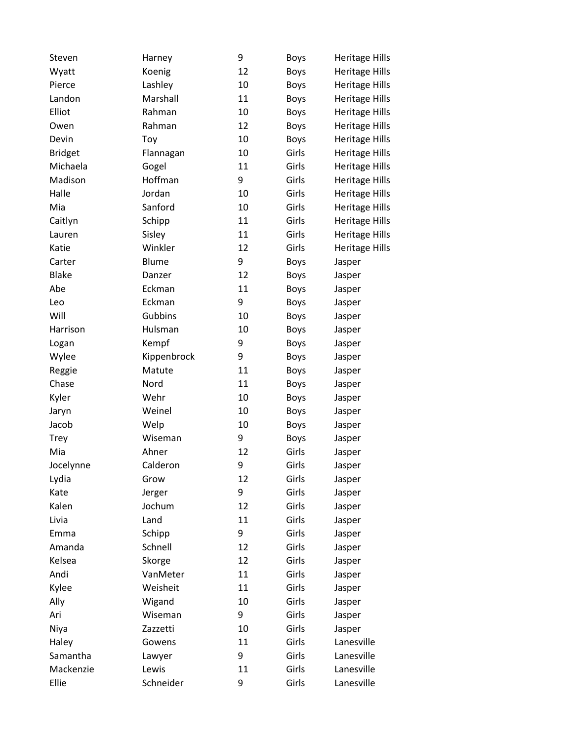| | | | | |
|---|---|---|---|---|
| Steven | Harney | 9 | Boys | Heritage Hills |
| Wyatt | Koenig | 12 | Boys | Heritage Hills |
| Pierce | Lashley | 10 | Boys | Heritage Hills |
| Landon | Marshall | 11 | Boys | Heritage Hills |
| Elliot | Rahman | 10 | Boys | Heritage Hills |
| Owen | Rahman | 12 | Boys | Heritage Hills |
| Devin | Toy | 10 | Boys | Heritage Hills |
| Bridget | Flannagan | 10 | Girls | Heritage Hills |
| Michaela | Gogel | 11 | Girls | Heritage Hills |
| Madison | Hoffman | 9 | Girls | Heritage Hills |
| Halle | Jordan | 10 | Girls | Heritage Hills |
| Mia | Sanford | 10 | Girls | Heritage Hills |
| Caitlyn | Schipp | 11 | Girls | Heritage Hills |
| Lauren | Sisley | 11 | Girls | Heritage Hills |
| Katie | Winkler | 12 | Girls | Heritage Hills |
| Carter | Blume | 9 | Boys | Jasper |
| Blake | Danzer | 12 | Boys | Jasper |
| Abe | Eckman | 11 | Boys | Jasper |
| Leo | Eckman | 9 | Boys | Jasper |
| Will | Gubbins | 10 | Boys | Jasper |
| Harrison | Hulsman | 10 | Boys | Jasper |
| Logan | Kempf | 9 | Boys | Jasper |
| Wylee | Kippenbrock | 9 | Boys | Jasper |
| Reggie | Matute | 11 | Boys | Jasper |
| Chase | Nord | 11 | Boys | Jasper |
| Kyler | Wehr | 10 | Boys | Jasper |
| Jaryn | Weinel | 10 | Boys | Jasper |
| Jacob | Welp | 10 | Boys | Jasper |
| Trey | Wiseman | 9 | Boys | Jasper |
| Mia | Ahner | 12 | Girls | Jasper |
| Jocelynne | Calderon | 9 | Girls | Jasper |
| Lydia | Grow | 12 | Girls | Jasper |
| Kate | Jerger | 9 | Girls | Jasper |
| Kalen | Jochum | 12 | Girls | Jasper |
| Livia | Land | 11 | Girls | Jasper |
| Emma | Schipp | 9 | Girls | Jasper |
| Amanda | Schnell | 12 | Girls | Jasper |
| Kelsea | Skorge | 12 | Girls | Jasper |
| Andi | VanMeter | 11 | Girls | Jasper |
| Kylee | Weisheit | 11 | Girls | Jasper |
| Ally | Wigand | 10 | Girls | Jasper |
| Ari | Wiseman | 9 | Girls | Jasper |
| Niya | Zazzetti | 10 | Girls | Jasper |
| Haley | Gowens | 11 | Girls | Lanesville |
| Samantha | Lawyer | 9 | Girls | Lanesville |
| Mackenzie | Lewis | 11 | Girls | Lanesville |
| Ellie | Schneider | 9 | Girls | Lanesville |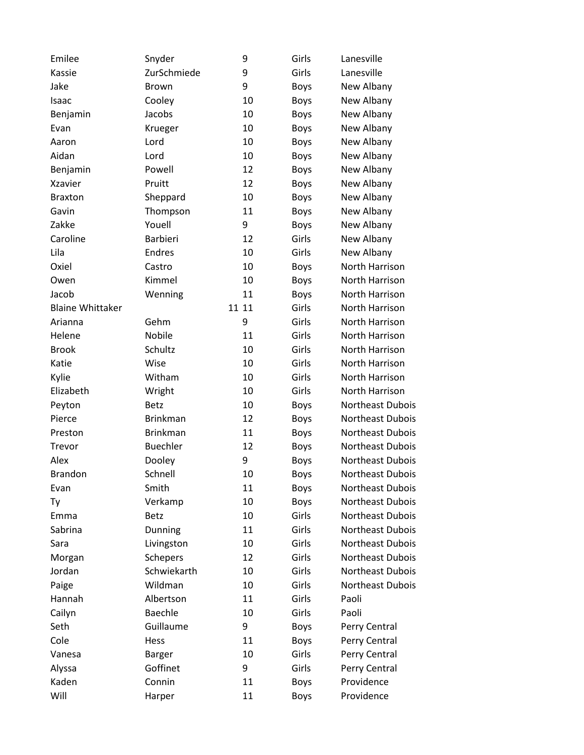| | | | | |
|---|---|---|---|---|
| Emilee | Snyder | 9 | Girls | Lanesville |
| Kassie | ZurSchmiede | 9 | Girls | Lanesville |
| Jake | Brown | 9 | Boys | New Albany |
| Isaac | Cooley | 10 | Boys | New Albany |
| Benjamin | Jacobs | 10 | Boys | New Albany |
| Evan | Krueger | 10 | Boys | New Albany |
| Aaron | Lord | 10 | Boys | New Albany |
| Aidan | Lord | 10 | Boys | New Albany |
| Benjamin | Powell | 12 | Boys | New Albany |
| Xzavier | Pruitt | 12 | Boys | New Albany |
| Braxton | Sheppard | 10 | Boys | New Albany |
| Gavin | Thompson | 11 | Boys | New Albany |
| Zakke | Youell | 9 | Boys | New Albany |
| Caroline | Barbieri | 12 | Girls | New Albany |
| Lila | Endres | 10 | Girls | New Albany |
| Oxiel | Castro | 10 | Boys | North Harrison |
| Owen | Kimmel | 10 | Boys | North Harrison |
| Jacob | Wenning | 11 | Boys | North Harrison |
| Blaine Whittaker | | 11 11 | Girls | North Harrison |
| Arianna | Gehm | 9 | Girls | North Harrison |
| Helene | Nobile | 11 | Girls | North Harrison |
| Brook | Schultz | 10 | Girls | North Harrison |
| Katie | Wise | 10 | Girls | North Harrison |
| Kylie | Witham | 10 | Girls | North Harrison |
| Elizabeth | Wright | 10 | Girls | North Harrison |
| Peyton | Betz | 10 | Boys | Northeast Dubois |
| Pierce | Brinkman | 12 | Boys | Northeast Dubois |
| Preston | Brinkman | 11 | Boys | Northeast Dubois |
| Trevor | Buechler | 12 | Boys | Northeast Dubois |
| Alex | Dooley | 9 | Boys | Northeast Dubois |
| Brandon | Schnell | 10 | Boys | Northeast Dubois |
| Evan | Smith | 11 | Boys | Northeast Dubois |
| Ty | Verkamp | 10 | Boys | Northeast Dubois |
| Emma | Betz | 10 | Girls | Northeast Dubois |
| Sabrina | Dunning | 11 | Girls | Northeast Dubois |
| Sara | Livingston | 10 | Girls | Northeast Dubois |
| Morgan | Schepers | 12 | Girls | Northeast Dubois |
| Jordan | Schwiekarth | 10 | Girls | Northeast Dubois |
| Paige | Wildman | 10 | Girls | Northeast Dubois |
| Hannah | Albertson | 11 | Girls | Paoli |
| Cailyn | Baechle | 10 | Girls | Paoli |
| Seth | Guillaume | 9 | Boys | Perry Central |
| Cole | Hess | 11 | Boys | Perry Central |
| Vanesa | Barger | 10 | Girls | Perry Central |
| Alyssa | Goffinet | 9 | Girls | Perry Central |
| Kaden | Connin | 11 | Boys | Providence |
| Will | Harper | 11 | Boys | Providence |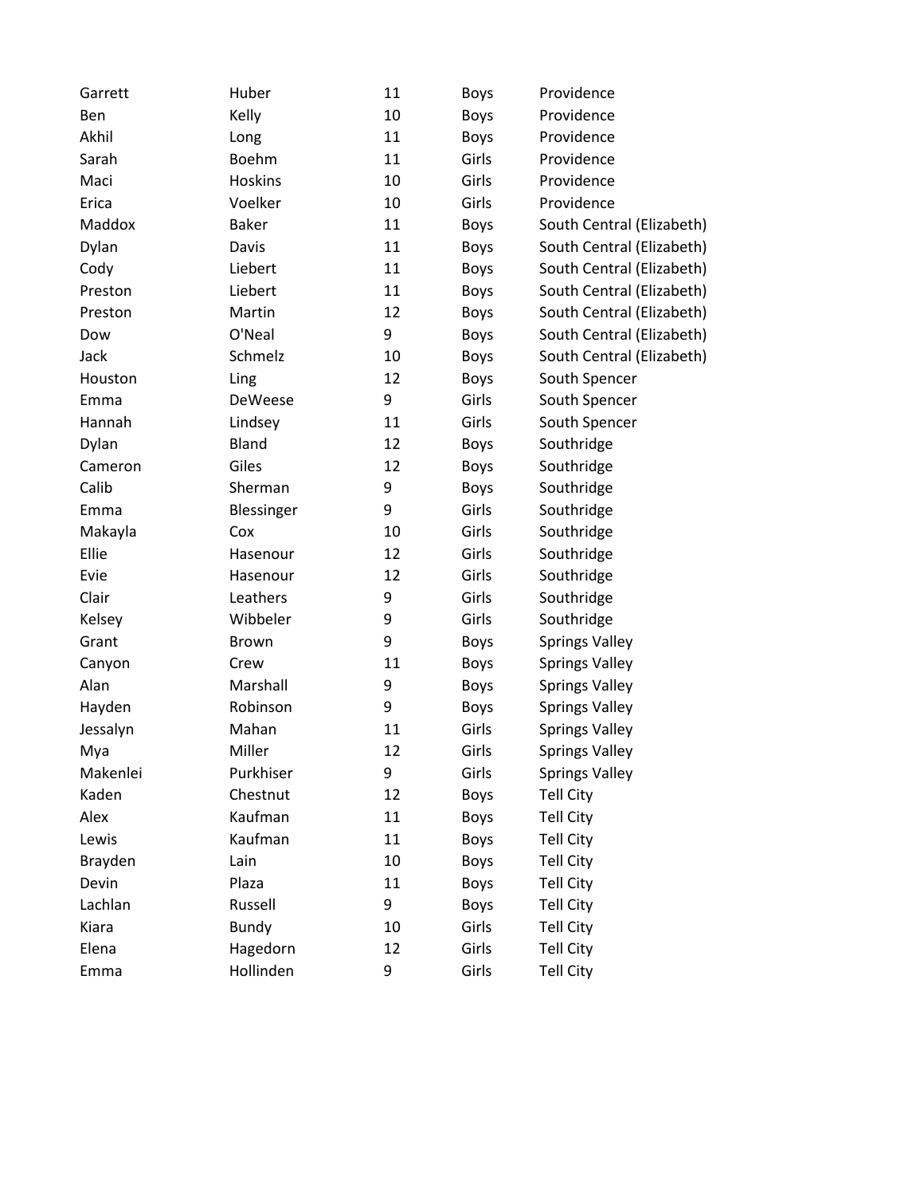| | | | | |
|---|---|---|---|---|
| Garrett | Huber | 11 | Boys | Providence |
| Ben | Kelly | 10 | Boys | Providence |
| Akhil | Long | 11 | Boys | Providence |
| Sarah | Boehm | 11 | Girls | Providence |
| Maci | Hoskins | 10 | Girls | Providence |
| Erica | Voelker | 10 | Girls | Providence |
| Maddox | Baker | 11 | Boys | South Central (Elizabeth) |
| Dylan | Davis | 11 | Boys | South Central (Elizabeth) |
| Cody | Liebert | 11 | Boys | South Central (Elizabeth) |
| Preston | Liebert | 11 | Boys | South Central (Elizabeth) |
| Preston | Martin | 12 | Boys | South Central (Elizabeth) |
| Dow | O'Neal | 9 | Boys | South Central (Elizabeth) |
| Jack | Schmelz | 10 | Boys | South Central (Elizabeth) |
| Houston | Ling | 12 | Boys | South Spencer |
| Emma | DeWeese | 9 | Girls | South Spencer |
| Hannah | Lindsey | 11 | Girls | South Spencer |
| Dylan | Bland | 12 | Boys | Southridge |
| Cameron | Giles | 12 | Boys | Southridge |
| Calib | Sherman | 9 | Boys | Southridge |
| Emma | Blessinger | 9 | Girls | Southridge |
| Makayla | Cox | 10 | Girls | Southridge |
| Ellie | Hasenour | 12 | Girls | Southridge |
| Evie | Hasenour | 12 | Girls | Southridge |
| Clair | Leathers | 9 | Girls | Southridge |
| Kelsey | Wibbeler | 9 | Girls | Southridge |
| Grant | Brown | 9 | Boys | Springs Valley |
| Canyon | Crew | 11 | Boys | Springs Valley |
| Alan | Marshall | 9 | Boys | Springs Valley |
| Hayden | Robinson | 9 | Boys | Springs Valley |
| Jessalyn | Mahan | 11 | Girls | Springs Valley |
| Mya | Miller | 12 | Girls | Springs Valley |
| Makenlei | Purkhiser | 9 | Girls | Springs Valley |
| Kaden | Chestnut | 12 | Boys | Tell City |
| Alex | Kaufman | 11 | Boys | Tell City |
| Lewis | Kaufman | 11 | Boys | Tell City |
| Brayden | Lain | 10 | Boys | Tell City |
| Devin | Plaza | 11 | Boys | Tell City |
| Lachlan | Russell | 9 | Boys | Tell City |
| Kiara | Bundy | 10 | Girls | Tell City |
| Elena | Hagedorn | 12 | Girls | Tell City |
| Emma | Hollinden | 9 | Girls | Tell City |